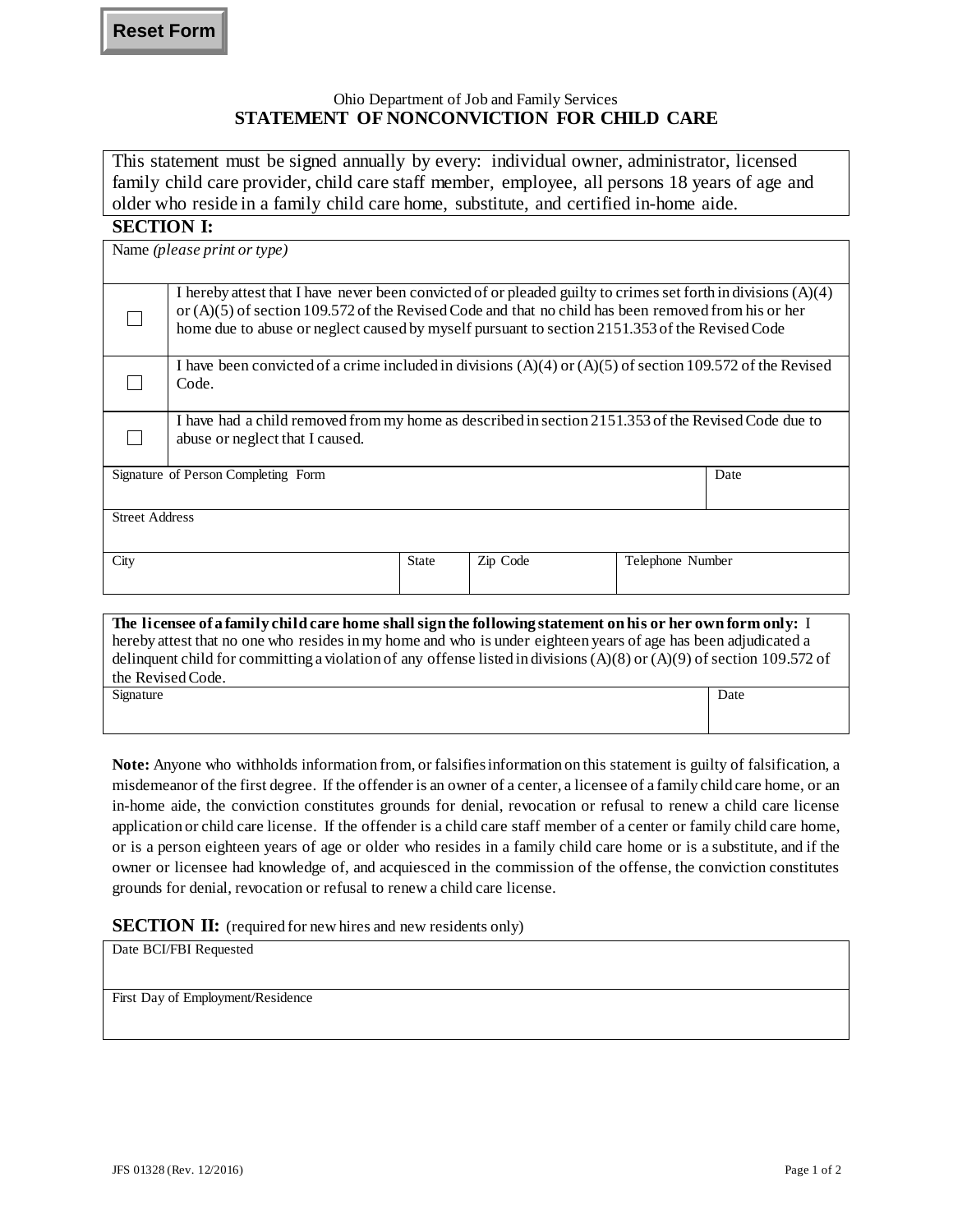Reset Form

Ohio Department of Job and Family Services

# STATEMENT OF NONCONVICTION FOR CHILD CARE

This statement must be signed annually by every: individual owner, administrator, licensed family child care provider, child care staff member, employee, all persons 18 years of age and older who reside in a family child care home, substitute, and certified in-home aide.

## SECTION I:

Name *(please print or type)*

| | |
|---|---|
| ☐ | I hereby attest that I have never been convicted of or pleaded guilty to crimes set forth in divisions (A)(4) or (A)(5) of section 109.572 of the Revised Code and that no child has been removed from his or her home due to abuse or neglect caused by myself pursuant to section 2151.353 of the Revised Code |
| ☐ | I have been convicted of a crime included in divisions (A)(4) or (A)(5) of section 109.572 of the Revised Code. |
| ☐ | I have had a child removed from my home as described in section 2151.353 of the Revised Code due to abuse or neglect that I caused. |

| Signature of Person Completing Form | | | Date |
|---|---|---|---|
| Street Address | | | |
| City | State | Zip Code | Telephone Number |

**The licensee of a family child care home shall sign the following statement on his or her own form only:** I hereby attest that no one who resides in my home and who is under eighteen years of age has been adjudicated a delinquent child for committing a violation of any offense listed in divisions (A)(8) or (A)(9) of section 109.572 of the Revised Code.

| Signature | Date |
|---|---|
| | |

**Note:** Anyone who withholds information from, or falsifies information on this statement is guilty of falsification, a misdemeanor of the first degree. If the offender is an owner of a center, a licensee of a family child care home, or an in-home aide, the conviction constitutes grounds for denial, revocation or refusal to renew a child care license application or child care license. If the offender is a child care staff member of a center or family child care home, or is a person eighteen years of age or older who resides in a family child care home or is a substitute, and if the owner or licensee had knowledge of, and acquiesced in the commission of the offense, the conviction constitutes grounds for denial, revocation or refusal to renew a child care license.

## SECTION II: (required for new hires and new residents only)

| Date BCI/FBI Requested |
|---|
| First Day of Employment/Residence |

JFS 01328 (Rev. 12/2016)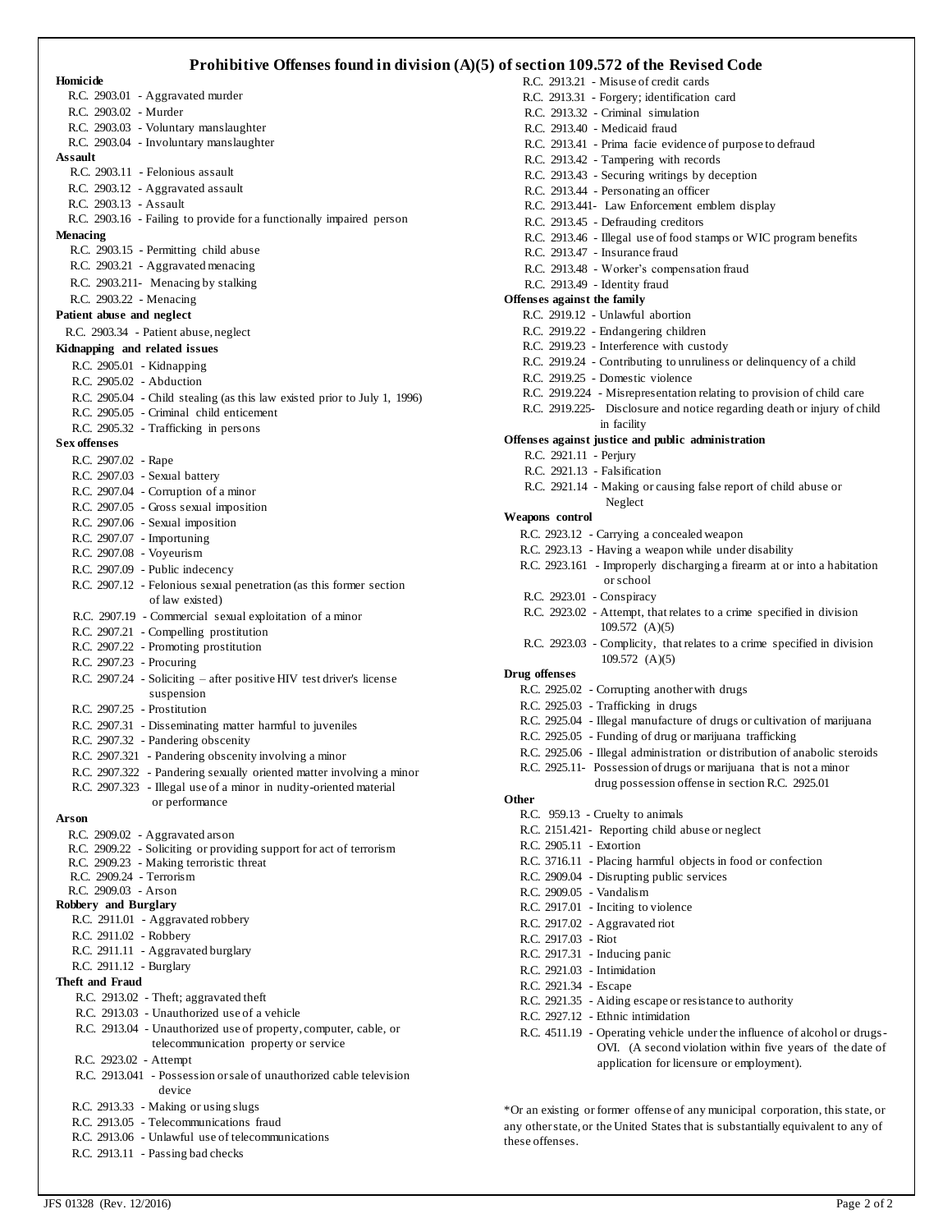# Prohibitive Offenses found in division (A)(5) of section 109.572 of the Revised Code

**Homicide**

- R.C. 2903.01 - Aggravated murder
- R.C. 2903.02 - Murder
- R.C. 2903.03 - Voluntary manslaughter
- R.C. 2903.04 - Involuntary manslaughter

**Assault**

- R.C. 2903.11 - Felonious assault
- R.C. 2903.12 - Aggravated assault
- R.C. 2903.13 - Assault
- R.C. 2903.16 - Failing to provide for a functionally impaired person

**Menacing**

- R.C. 2903.15 - Permitting child abuse
- R.C. 2903.21 - Aggravated menacing
- R.C. 2903.211- Menacing by stalking
- R.C. 2903.22 - Menacing

**Patient abuse and neglect**

- R.C. 2903.34 - Patient abuse, neglect

**Kidnapping and related issues**

- R.C. 2905.01 - Kidnapping
- R.C. 2905.02 - Abduction
- R.C. 2905.04 - Child stealing (as this law existed prior to July 1, 1996)
- R.C. 2905.05 - Criminal child enticement
- R.C. 2905.32 - Trafficking in persons

**Sex offenses**

- R.C. 2907.02 - Rape
- R.C. 2907.03 - Sexual battery
- R.C. 2907.04 - Corruption of a minor
- R.C. 2907.05 - Gross sexual imposition
- R.C. 2907.06 - Sexual imposition
- R.C. 2907.07 - Importuning
- R.C. 2907.08 - Voyeurism
- R.C. 2907.09 - Public indecency
- R.C. 2907.12 - Felonious sexual penetration (as this former section of law existed)
- R.C. 2907.19 - Commercial sexual exploitation of a minor
- R.C. 2907.21 - Compelling prostitution
- R.C. 2907.22 - Promoting prostitution
- R.C. 2907.23 - Procuring
- R.C. 2907.24 - Soliciting – after positive HIV test driver's license suspension
- R.C. 2907.25 - Prostitution
- R.C. 2907.31 - Disseminating matter harmful to juveniles
- R.C. 2907.32 - Pandering obscenity
- R.C. 2907.321 - Pandering obscenity involving a minor
- R.C. 2907.322 - Pandering sexually oriented matter involving a minor
- R.C. 2907.323 - Illegal use of a minor in nudity-oriented material or performance

**Arson**

- R.C. 2909.02 - Aggravated arson
- R.C. 2909.22 - Soliciting or providing support for act of terrorism
- R.C. 2909.23 - Making terroristic threat
- R.C. 2909.24 - Terrorism
- R.C. 2909.03 - Arson

**Robbery and Burglary**

- R.C. 2911.01 - Aggravated robbery
- R.C. 2911.02 - Robbery
- R.C. 2911.11 - Aggravated burglary
- R.C. 2911.12 - Burglary

**Theft and Fraud**

- R.C. 2913.02 - Theft; aggravated theft
- R.C. 2913.03 - Unauthorized use of a vehicle
- R.C. 2913.04 - Unauthorized use of property, computer, cable, or telecommunication property or service
- R.C. 2923.02 - Attempt
- R.C. 2913.041 - Possession or sale of unauthorized cable television device
- R.C. 2913.33 - Making or using slugs
- R.C. 2913.05 - Telecommunications fraud
- R.C. 2913.06 - Unlawful use of telecommunications
- R.C. 2913.11 - Passing bad checks
- R.C. 2913.21 - Misuse of credit cards
- R.C. 2913.31 - Forgery; identification card
- R.C. 2913.32 - Criminal simulation
- R.C. 2913.40 - Medicaid fraud
- R.C. 2913.41 - Prima facie evidence of purpose to defraud
- R.C. 2913.42 - Tampering with records
- R.C. 2913.43 - Securing writings by deception
- R.C. 2913.44 - Personating an officer
- R.C. 2913.441- Law Enforcement emblem display
- R.C. 2913.45 - Defrauding creditors
- R.C. 2913.46 - Illegal use of food stamps or WIC program benefits
- R.C. 2913.47 - Insurance fraud
- R.C. 2913.48 - Worker's compensation fraud
- R.C. 2913.49 - Identity fraud

**Offenses against the family**

- R.C. 2919.12 - Unlawful abortion
- R.C. 2919.22 - Endangering children
- R.C. 2919.23 - Interference with custody
- R.C. 2919.24 - Contributing to unruliness or delinquency of a child
- R.C. 2919.25 - Domestic violence
- R.C. 2919.224 - Misrepresentation relating to provision of child care
- R.C. 2919.225- Disclosure and notice regarding death or injury of child in facility

**Offenses against justice and public administration**

- R.C. 2921.11 - Perjury
- R.C. 2921.13 - Falsification
- R.C. 2921.14 - Making or causing false report of child abuse or Neglect

**Weapons control**

- R.C. 2923.12 - Carrying a concealed weapon
- R.C. 2923.13 - Having a weapon while under disability
- R.C. 2923.161 - Improperly discharging a firearm at or into a habitation or school
- R.C. 2923.01 - Conspiracy
- R.C. 2923.02 - Attempt, that relates to a crime specified in division 109.572 (A)(5)
- R.C. 2923.03 - Complicity, that relates to a crime specified in division 109.572 (A)(5)

**Drug offenses**

- R.C. 2925.02 - Corrupting another with drugs
- R.C. 2925.03 - Trafficking in drugs
- R.C. 2925.04 - Illegal manufacture of drugs or cultivation of marijuana
- R.C. 2925.05 - Funding of drug or marijuana trafficking
- R.C. 2925.06 - Illegal administration or distribution of anabolic steroids
- R.C. 2925.11- Possession of drugs or marijuana that is not a minor drug possession offense in section R.C. 2925.01

**Other**

- R.C. 959.13 - Cruelty to animals
- R.C. 2151.421- Reporting child abuse or neglect
- R.C. 2905.11 - Extortion
- R.C. 3716.11 - Placing harmful objects in food or confection
- R.C. 2909.04 - Disrupting public services
- R.C. 2909.05 - Vandalism
- R.C. 2917.01 - Inciting to violence
- R.C. 2917.02 - Aggravated riot
- R.C. 2917.03 - Riot
- R.C. 2917.31 - Inducing panic
- R.C. 2921.03 - Intimidation
- R.C. 2921.34 - Escape
- R.C. 2921.35 - Aiding escape or resistance to authority
- R.C. 2927.12 - Ethnic intimidation
- R.C. 4511.19 - Operating vehicle under the influence of alcohol or drugs-OVI. (A second violation within five years of the date of application for licensure or employment).

*Or an existing or former offense of any municipal corporation, this state, or any other state, or the United States that is substantially equivalent to any of these offenses.

JFS 01328 (Rev. 12/2016)